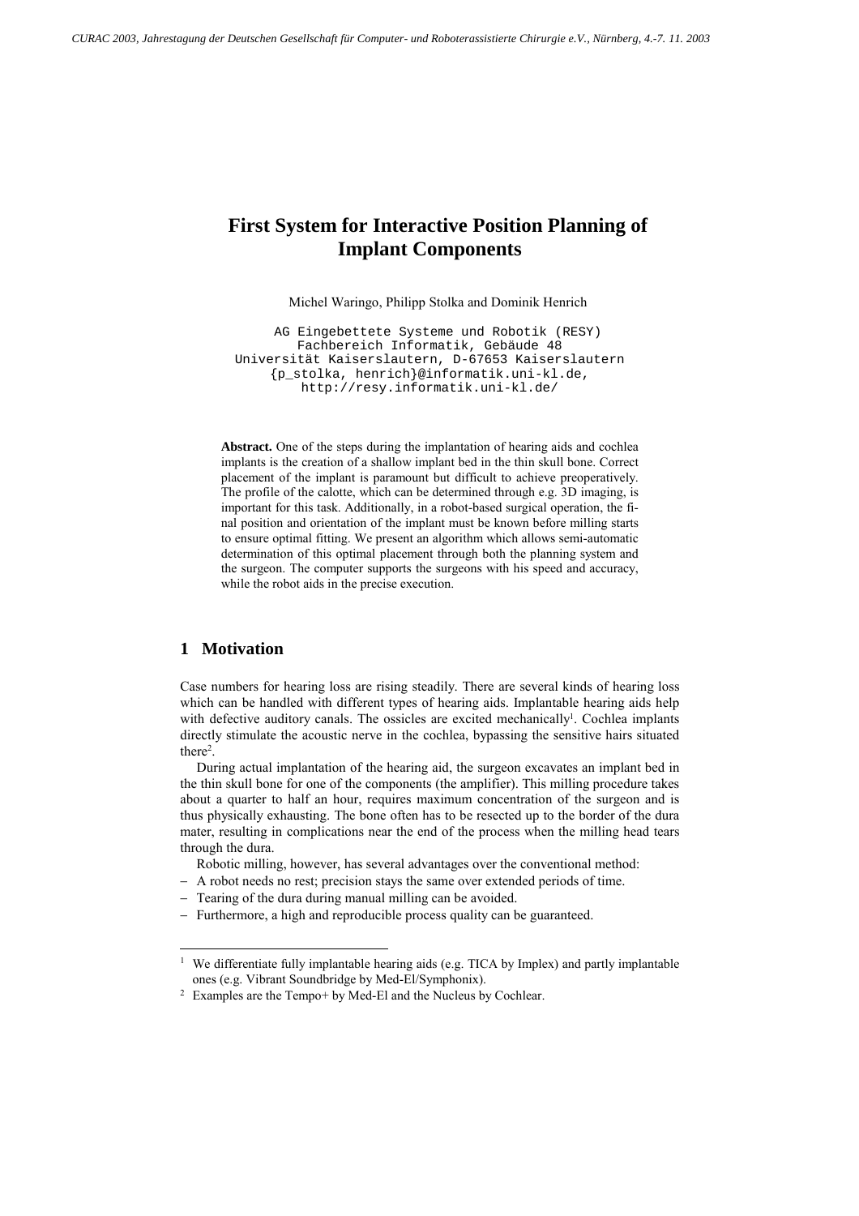# First System for Interactive Position Planning of Implant Components

Michel Waringo, Philipp Stolka and Dominik Henrich

AG Eingebettete Systeme und Robotik (RESY)
Fachbereich Informatik, Gebäude 48
Universität Kaiserslautern, D-67653 Kaiserslautern
{p_stolka, henrich}@informatik.uni-kl.de,
http://resy.informatik.uni-kl.de/

**Abstract.** One of the steps during the implantation of hearing aids and cochlea implants is the creation of a shallow implant bed in the thin skull bone. Correct placement of the implant is paramount but difficult to achieve preoperatively. The profile of the calotte, which can be determined through e.g. 3D imaging, is important for this task. Additionally, in a robot-based surgical operation, the final position and orientation of the implant must be known before milling starts to ensure optimal fitting. We present an algorithm which allows semi-automatic determination of this optimal placement through both the planning system and the surgeon. The computer supports the surgeons with his speed and accuracy, while the robot aids in the precise execution.

## 1 Motivation

Case numbers for hearing loss are rising steadily. There are several kinds of hearing loss which can be handled with different types of hearing aids. Implantable hearing aids help with defective auditory canals. The ossicles are excited mechanically[1]. Cochlea implants directly stimulate the acoustic nerve in the cochlea, bypassing the sensitive hairs situated there[2].

During actual implantation of the hearing aid, the surgeon excavates an implant bed in the thin skull bone for one of the components (the amplifier). This milling procedure takes about a quarter to half an hour, requires maximum concentration of the surgeon and is thus physically exhausting. The bone often has to be resected up to the border of the dura mater, resulting in complications near the end of the process when the milling head tears through the dura.

Robotic milling, however, has several advantages over the conventional method:

- A robot needs no rest; precision stays the same over extended periods of time.
- Tearing of the dura during manual milling can be avoided.
- Furthermore, a high and reproducible process quality can be guaranteed.

[1] We differentiate fully implantable hearing aids (e.g. TICA by Implex) and partly implantable ones (e.g. Vibrant Soundbridge by Med-El/Symphonix).

[2] Examples are the Tempo+ by Med-El and the Nucleus by Cochlear.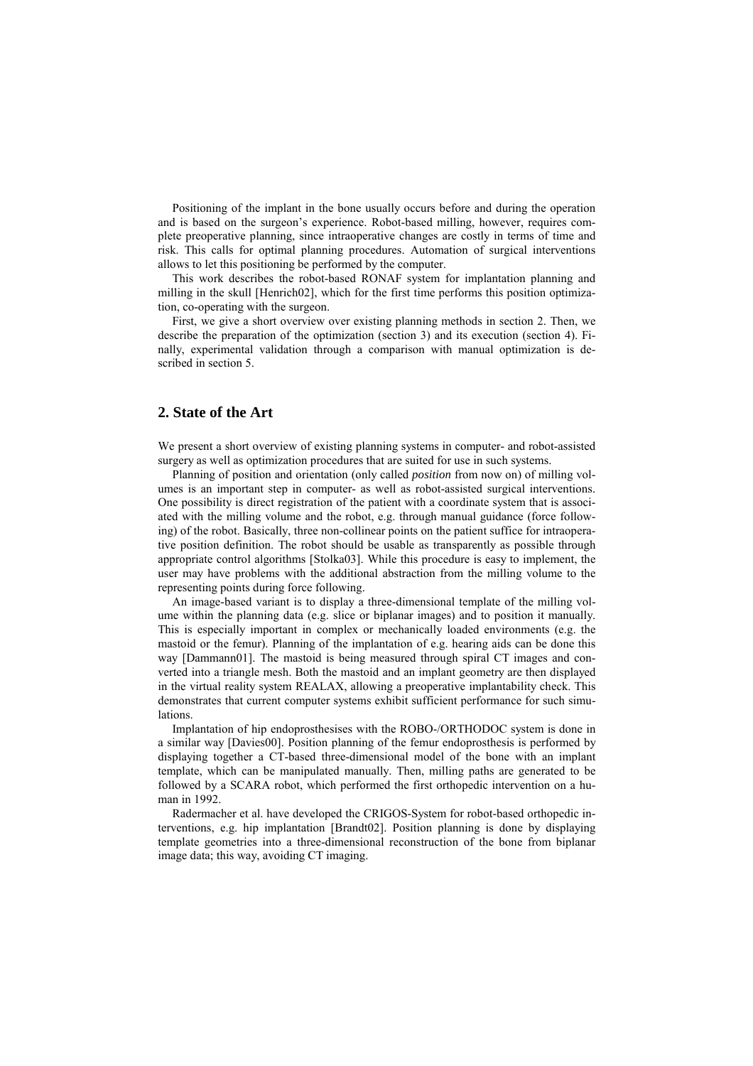Positioning of the implant in the bone usually occurs before and during the operation and is based on the surgeon's experience. Robot-based milling, however, requires complete preoperative planning, since intraoperative changes are costly in terms of time and risk. This calls for optimal planning procedures. Automation of surgical interventions allows to let this positioning be performed by the computer.

This work describes the robot-based RONAF system for implantation planning and milling in the skull [Henrich02], which for the first time performs this position optimization, co-operating with the surgeon.

First, we give a short overview over existing planning methods in section 2. Then, we describe the preparation of the optimization (section 3) and its execution (section 4). Finally, experimental validation through a comparison with manual optimization is described in section 5.

## 2. State of the Art

We present a short overview of existing planning systems in computer- and robot-assisted surgery as well as optimization procedures that are suited for use in such systems.

Planning of position and orientation (only called *position* from now on) of milling volumes is an important step in computer- as well as robot-assisted surgical interventions. One possibility is direct registration of the patient with a coordinate system that is associated with the milling volume and the robot, e.g. through manual guidance (force following) of the robot. Basically, three non-collinear points on the patient suffice for intraoperative position definition. The robot should be usable as transparently as possible through appropriate control algorithms [Stolka03]. While this procedure is easy to implement, the user may have problems with the additional abstraction from the milling volume to the representing points during force following.

An image-based variant is to display a three-dimensional template of the milling volume within the planning data (e.g. slice or biplanar images) and to position it manually. This is especially important in complex or mechanically loaded environments (e.g. the mastoid or the femur). Planning of the implantation of e.g. hearing aids can be done this way [Dammann01]. The mastoid is being measured through spiral CT images and converted into a triangle mesh. Both the mastoid and an implant geometry are then displayed in the virtual reality system REALAX, allowing a preoperative implantability check. This demonstrates that current computer systems exhibit sufficient performance for such simulations.

Implantation of hip endoprosthesises with the ROBO-/ORTHODOC system is done in a similar way [Davies00]. Position planning of the femur endoprosthesis is performed by displaying together a CT-based three-dimensional model of the bone with an implant template, which can be manipulated manually. Then, milling paths are generated to be followed by a SCARA robot, which performed the first orthopedic intervention on a human in 1992.

Radermacher et al. have developed the CRIGOS-System for robot-based orthopedic interventions, e.g. hip implantation [Brandt02]. Position planning is done by displaying template geometries into a three-dimensional reconstruction of the bone from biplanar image data; this way, avoiding CT imaging.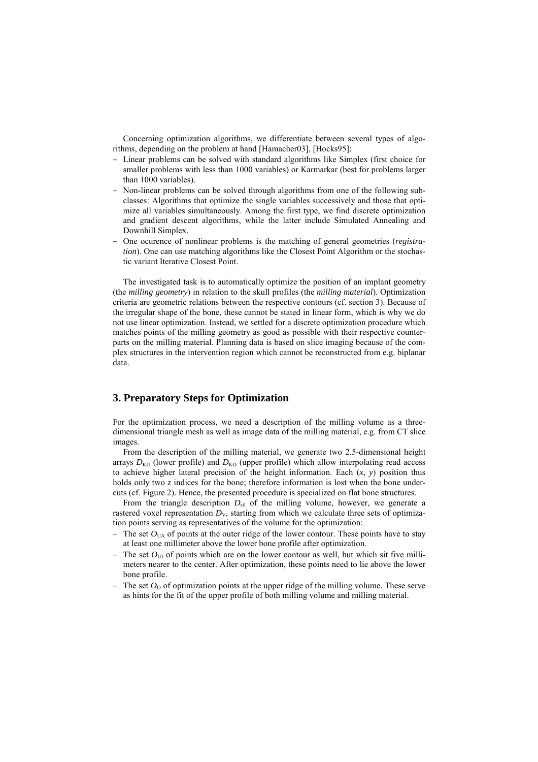Concerning optimization algorithms, we differentiate between several types of algorithms, depending on the problem at hand [Hamacher03], [Hocks95]:

- Linear problems can be solved with standard algorithms like Simplex (first choice for smaller problems with less than 1000 variables) or Karmarkar (best for problems larger than 1000 variables).
- Non-linear problems can be solved through algorithms from one of the following subclasses: Algorithms that optimize the single variables successively and those that optimize all variables simultaneously. Among the first type, we find discrete optimization and gradient descent algorithms, while the latter include Simulated Annealing and Downhill Simplex.
- One ocurence of nonlinear problems is the matching of general geometries (*registration*). One can use matching algorithms like the Closest Point Algorithm or the stochastic variant Iterative Closest Point.

The investigated task is to automatically optimize the position of an implant geometry (the *milling geometry*) in relation to the skull profiles (the *milling material*). Optimization criteria are geometric relations between the respective contours (cf. section 3). Because of the irregular shape of the bone, these cannot be stated in linear form, which is why we do not use linear optimization. Instead, we settled for a discrete optimization procedure which matches points of the milling geometry as good as possible with their respective counterparts on the milling material. Planning data is based on slice imaging because of the complex structures in the intervention region which cannot be reconstructed from e.g. biplanar data.

## 3. Preparatory Steps for Optimization

For the optimization process, we need a description of the milling volume as a three-dimensional triangle mesh as well as image data of the milling material, e.g. from CT slice images.

From the description of the milling material, we generate two 2.5-dimensional height arrays $D_{KU}$ (lower profile) and $D_{KO}$ (upper profile) which allow interpolating read access to achieve higher lateral precision of the height information. Each $(x, y)$ position thus holds only two $z$ indices for the bone; therefore information is lost when the bone undercuts (cf. Figure 2). Hence, the presented procedure is specialized on flat bone structures.

From the triangle description $D_{stl}$ of the milling volume, however, we generate a rastered voxel representation $D_V$, starting from which we calculate three sets of optimization points serving as representatives of the volume for the optimization:

- The set $O_{UA}$ of points at the outer ridge of the lower contour. These points have to stay at least one millimeter above the lower bone profile after optimization.
- The set $O_{UI}$ of points which are on the lower contour as well, but which sit five millimeters nearer to the center. After optimization, these points need to lie above the lower bone profile.
- The set $O_O$ of optimization points at the upper ridge of the milling volume. These serve as hints for the fit of the upper profile of both milling volume and milling material.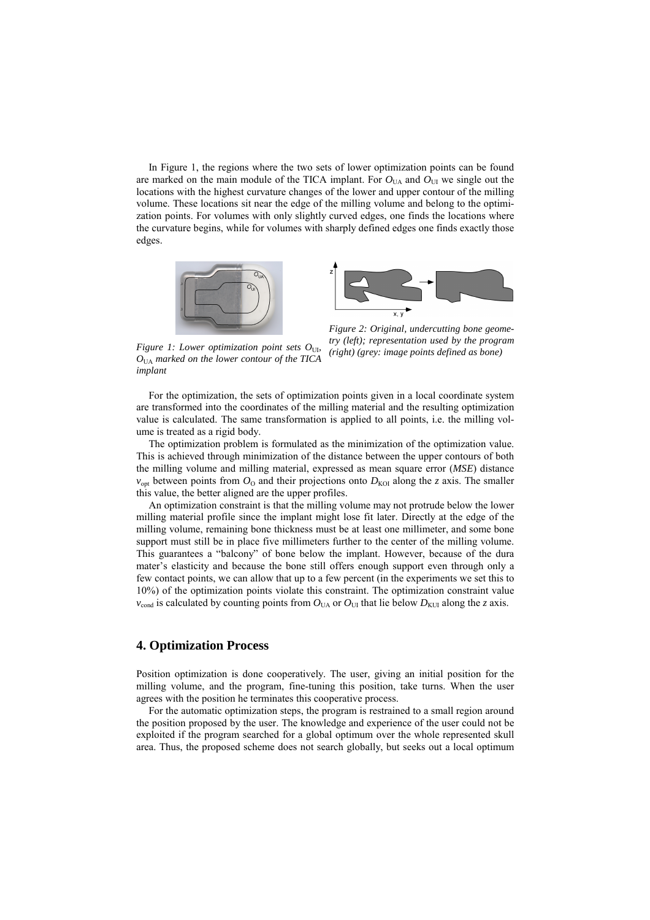In Figure 1, the regions where the two sets of lower optimization points can be found are marked on the main module of the TICA implant. For $O_{UA}$ and $O_{UI}$ we single out the locations with the highest curvature changes of the lower and upper contour of the milling volume. These locations sit near the edge of the milling volume and belong to the optimization points. For volumes with only slightly curved edges, one finds the locations where the curvature begins, while for volumes with sharply defined edges one finds exactly those edges.

*Figure 1: Lower optimization point sets $O_{UI}$, $O_{UA}$ marked on the lower contour of the TICA implant*

*Figure 2: Original, undercutting bone geometry (left); representation used by the program (right) (grey: image points defined as bone)*

For the optimization, the sets of optimization points given in a local coordinate system are transformed into the coordinates of the milling material and the resulting optimization value is calculated. The same transformation is applied to all points, i.e. the milling volume is treated as a rigid body.

The optimization problem is formulated as the minimization of the optimization value. This is achieved through minimization of the distance between the upper contours of both the milling volume and milling material, expressed as mean square error (*MSE*) distance $v_{opt}$ between points from $O_O$ and their projections onto $D_{KOI}$ along the *z* axis. The smaller this value, the better aligned are the upper profiles.

An optimization constraint is that the milling volume may not protrude below the lower milling material profile since the implant might lose fit later. Directly at the edge of the milling volume, remaining bone thickness must be at least one millimeter, and some bone support must still be in place five millimeters further to the center of the milling volume. This guarantees a "balcony" of bone below the implant. However, because of the dura mater's elasticity and because the bone still offers enough support even through only a few contact points, we can allow that up to a few percent (in the experiments we set this to 10%) of the optimization points violate this constraint. The optimization constraint value $v_{cond}$ is calculated by counting points from $O_{UA}$ or $O_{UI}$ that lie below $D_{KUI}$ along the *z* axis.

## 4. Optimization Process

Position optimization is done cooperatively. The user, giving an initial position for the milling volume, and the program, fine-tuning this position, take turns. When the user agrees with the position he terminates this cooperative process.

For the automatic optimization steps, the program is restrained to a small region around the position proposed by the user. The knowledge and experience of the user could not be exploited if the program searched for a global optimum over the whole represented skull area. Thus, the proposed scheme does not search globally, but seeks out a local optimum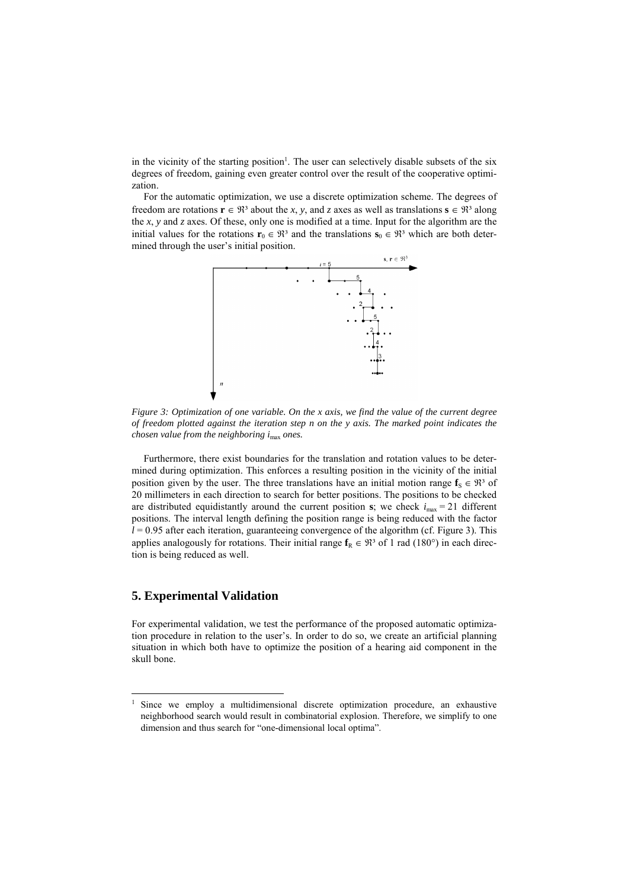in the vicinity of the starting position[1]. The user can selectively disable subsets of the six degrees of freedom, gaining even greater control over the result of the cooperative optimization.

For the automatic optimization, we use a discrete optimization scheme. The degrees of freedom are rotations $\mathbf{r} \in \Re^3$ about the *x*, *y*, and *z* axes as well as translations $\mathbf{s} \in \Re^3$ along the *x*, *y* and *z* axes. Of these, only one is modified at a time. Input for the algorithm are the initial values for the rotations $\mathbf{r}_0 \in \Re^3$ and the translations $\mathbf{s}_0 \in \Re^3$ which are both determined through the user's initial position.

*Figure 3: Optimization of one variable. On the x axis, we find the value of the current degree of freedom plotted against the iteration step n on the y axis. The marked point indicates the chosen value from the neighboring $i_{max}$ ones.*

Furthermore, there exist boundaries for the translation and rotation values to be determined during optimization. This enforces a resulting position in the vicinity of the initial position given by the user. The three translations have an initial motion range $\mathbf{f}_S \in \Re^3$ of 20 millimeters in each direction to search for better positions. The positions to be checked are distributed equidistantly around the current position $\mathbf{s}$; we check $i_{max} = 21$ different positions. The interval length defining the position range is being reduced with the factor $l = 0.95$ after each iteration, guaranteeing convergence of the algorithm (cf. Figure 3). This applies analogously for rotations. Their initial range $\mathbf{f}_R \in \Re^3$ of 1 rad (180°) in each direction is being reduced as well.

## 5. Experimental Validation

For experimental validation, we test the performance of the proposed automatic optimization procedure in relation to the user's. In order to do so, we create an artificial planning situation in which both have to optimize the position of a hearing aid component in the skull bone.

---

[1] Since we employ a multidimensional discrete optimization procedure, an exhaustive neighborhood search would result in combinatorial explosion. Therefore, we simplify to one dimension and thus search for "one-dimensional local optima".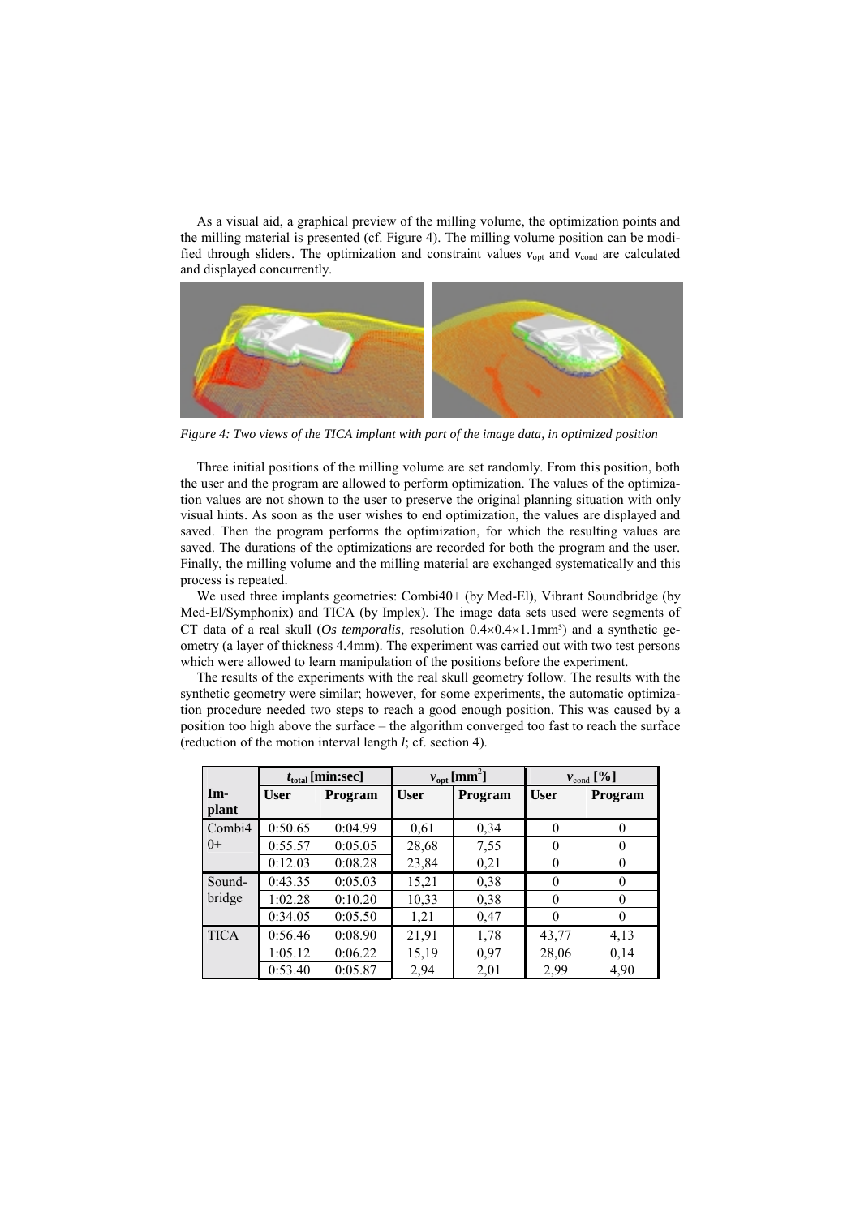As a visual aid, a graphical preview of the milling volume, the optimization points and the milling material is presented (cf. Figure 4). The milling volume position can be modified through sliders. The optimization and constraint values $v_{opt}$ and $v_{cond}$ are calculated and displayed concurrently.

*Figure 4: Two views of the TICA implant with part of the image data, in optimized position*

Three initial positions of the milling volume are set randomly. From this position, both the user and the program are allowed to perform optimization. The values of the optimization values are not shown to the user to preserve the original planning situation with only visual hints. As soon as the user wishes to end optimization, the values are displayed and saved. Then the program performs the optimization, for which the resulting values are saved. The durations of the optimizations are recorded for both the program and the user. Finally, the milling volume and the milling material are exchanged systematically and this process is repeated.

We used three implants geometries: Combi40+ (by Med-El), Vibrant Soundbridge (by Med-El/Symphonix) and TICA (by Implex). The image data sets used were segments of CT data of a real skull (*Os temporalis*, resolution 0.4×0.4×1.1mm³) and a synthetic geometry (a layer of thickness 4.4mm). The experiment was carried out with two test persons which were allowed to learn manipulation of the positions before the experiment.

The results of the experiments with the real skull geometry follow. The results with the synthetic geometry were similar; however, for some experiments, the automatic optimization procedure needed two steps to reach a good enough position. This was caused by a position too high above the surface – the algorithm converged too fast to reach the surface (reduction of the motion interval length *l*; cf. section 4).

| | $t_{total}$ [min:sec] | | $v_{opt}$ [mm²] | | $v_{cond}$ [%] | |
|---|---|---|---|---|---|---|
| **Implant** | **User** | **Program** | **User** | **Program** | **User** | **Program** |
| Combi40+ | 0:50.65 | 0:04.99 | 0,61 | 0,34 | 0 | 0 |
| | 0:55.57 | 0:05.05 | 28,68 | 7,55 | 0 | 0 |
| | 0:12.03 | 0:08.28 | 23,84 | 0,21 | 0 | 0 |
| Soundbridge | 0:43.35 | 0:05.03 | 15,21 | 0,38 | 0 | 0 |
| | 1:02.28 | 0:10.20 | 10,33 | 0,38 | 0 | 0 |
| | 0:34.05 | 0:05.50 | 1,21 | 0,47 | 0 | 0 |
| TICA | 0:56.46 | 0:08.90 | 21,91 | 1,78 | 43,77 | 4,13 |
| | 1:05.12 | 0:06.22 | 15,19 | 0,97 | 28,06 | 0,14 |
| | 0:53.40 | 0:05.87 | 2,94 | 2,01 | 2,99 | 4,90 |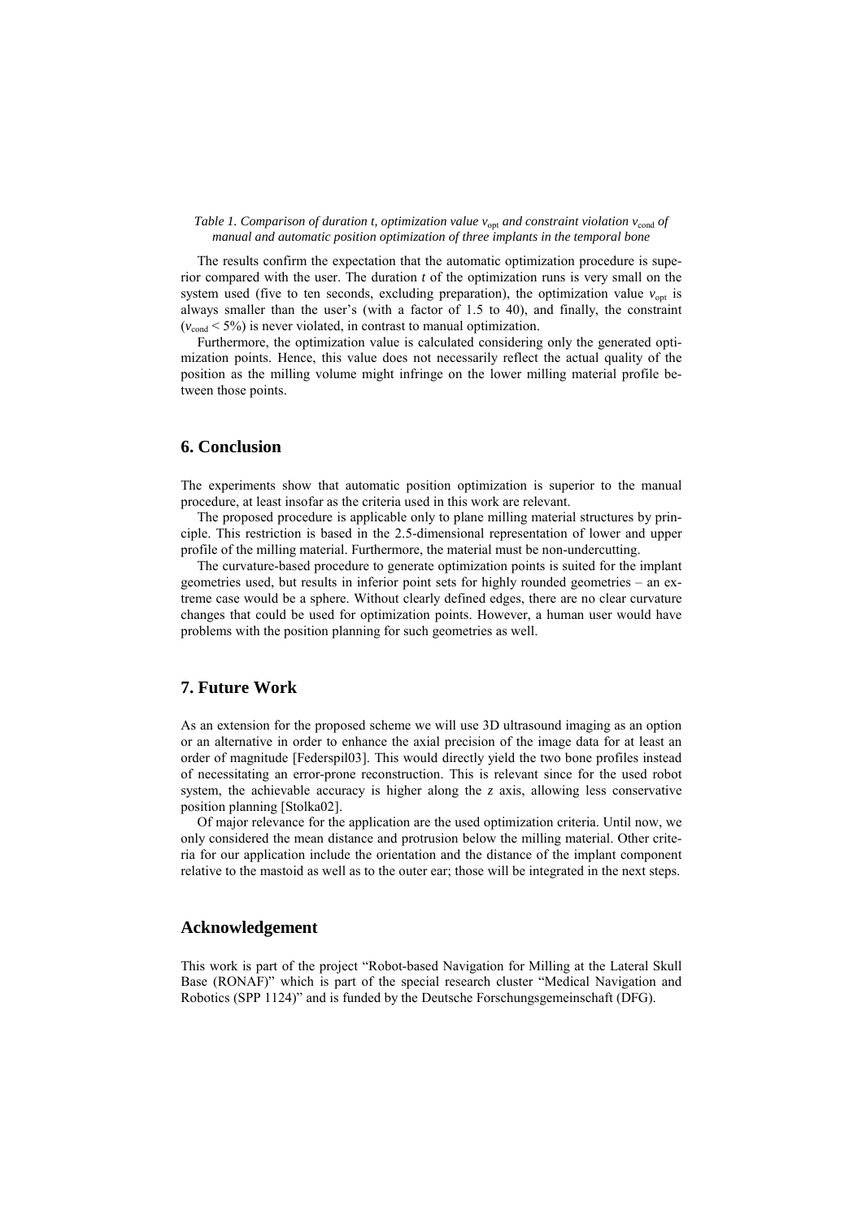*Table 1. Comparison of duration t, optimization value $v_{opt}$ and constraint violation $v_{cond}$ of manual and automatic position optimization of three implants in the temporal bone*

The results confirm the expectation that the automatic optimization procedure is superior compared with the user. The duration *t* of the optimization runs is very small on the system used (five to ten seconds, excluding preparation), the optimization value $v_{opt}$ is always smaller than the user's (with a factor of 1.5 to 40), and finally, the constraint ($v_{cond} < 5\%$) is never violated, in contrast to manual optimization.

Furthermore, the optimization value is calculated considering only the generated optimization points. Hence, this value does not necessarily reflect the actual quality of the position as the milling volume might infringe on the lower milling material profile between those points.

## 6. Conclusion

The experiments show that automatic position optimization is superior to the manual procedure, at least insofar as the criteria used in this work are relevant.

The proposed procedure is applicable only to plane milling material structures by principle. This restriction is based in the 2.5-dimensional representation of lower and upper profile of the milling material. Furthermore, the material must be non-undercutting.

The curvature-based procedure to generate optimization points is suited for the implant geometries used, but results in inferior point sets for highly rounded geometries – an extreme case would be a sphere. Without clearly defined edges, there are no clear curvature changes that could be used for optimization points. However, a human user would have problems with the position planning for such geometries as well.

## 7. Future Work

As an extension for the proposed scheme we will use 3D ultrasound imaging as an option or an alternative in order to enhance the axial precision of the image data for at least an order of magnitude [Federspil03]. This would directly yield the two bone profiles instead of necessitating an error-prone reconstruction. This is relevant since for the used robot system, the achievable accuracy is higher along the *z* axis, allowing less conservative position planning [Stolka02].

Of major relevance for the application are the used optimization criteria. Until now, we only considered the mean distance and protrusion below the milling material. Other criteria for our application include the orientation and the distance of the implant component relative to the mastoid as well as to the outer ear; those will be integrated in the next steps.

## Acknowledgement

This work is part of the project "Robot-based Navigation for Milling at the Lateral Skull Base (RONAF)" which is part of the special research cluster "Medical Navigation and Robotics (SPP 1124)" and is funded by the Deutsche Forschungsgemeinschaft (DFG).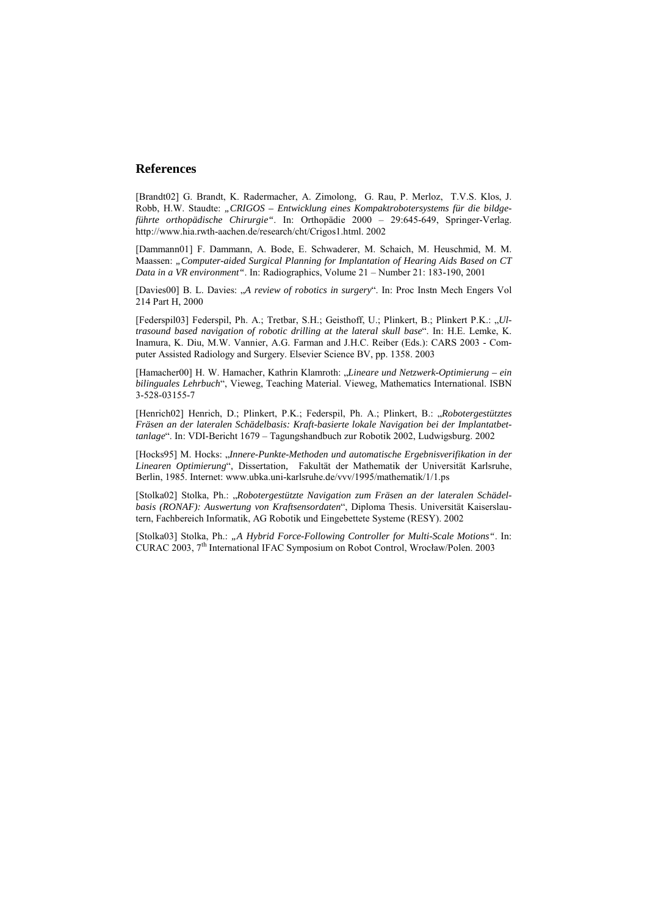## References

[Brandt02] G. Brandt, K. Radermacher, A. Zimolong, G. Rau, P. Merloz, T.V.S. Klos, J. Robb, H.W. Staudte: *„CRIGOS – Entwicklung eines Kompaktrobotersystems für die bildgeführte orthopädische Chirurgie"*. In: Orthopädie 2000 – 29:645-649, Springer-Verlag. http://www.hia.rwth-aachen.de/research/cht/Crigos1.html. 2002

[Dammann01] F. Dammann, A. Bode, E. Schwaderer, M. Schaich, M. Heuschmid, M. M. Maassen: *„Computer-aided Surgical Planning for Implantation of Hearing Aids Based on CT Data in a VR environment"*. In: Radiographics, Volume 21 – Number 21: 183-190, 2001

[Davies00] B. L. Davies: „*A review of robotics in surgery*". In: Proc Instn Mech Engers Vol 214 Part H, 2000

[Federspil03] Federspil, Ph. A.; Tretbar, S.H.; Geisthoff, U.; Plinkert, B.; Plinkert P.K.: „*Ultrasound based navigation of robotic drilling at the lateral skull base*". In: H.E. Lemke, K. Inamura, K. Diu, M.W. Vannier, A.G. Farman and J.H.C. Reiber (Eds.): CARS 2003 - Computer Assisted Radiology and Surgery. Elsevier Science BV, pp. 1358. 2003

[Hamacher00] H. W. Hamacher, Kathrin Klamroth: „*Lineare und Netzwerk-Optimierung – ein bilinguales Lehrbuch*", Vieweg, Teaching Material. Vieweg, Mathematics International. ISBN 3-528-03155-7

[Henrich02] Henrich, D.; Plinkert, P.K.; Federspil, Ph. A.; Plinkert, B.: „*Robotergestütztes Fräsen an der lateralen Schädelbasis: Kraft-basierte lokale Navigation bei der Implantatbettanlage*". In: VDI-Bericht 1679 – Tagungshandbuch zur Robotik 2002, Ludwigsburg. 2002

[Hocks95] M. Hocks: „*Innere-Punkte-Methoden und automatische Ergebnisverifikation in der Linearen Optimierung*", Dissertation, Fakultät der Mathematik der Universität Karlsruhe, Berlin, 1985. Internet: www.ubka.uni-karlsruhe.de/vvv/1995/mathematik/1/1.ps

[Stolka02] Stolka, Ph.: „*Robotergestützte Navigation zum Fräsen an der lateralen Schädelbasis (RONAF): Auswertung von Kraftsensordaten*", Diploma Thesis. Universität Kaiserslautern, Fachbereich Informatik, AG Robotik und Eingebettete Systeme (RESY). 2002

[Stolka03] Stolka, Ph.: *„A Hybrid Force-Following Controller for Multi-Scale Motions"*. In: CURAC 2003, 7th International IFAC Symposium on Robot Control, Wrocław/Polen. 2003